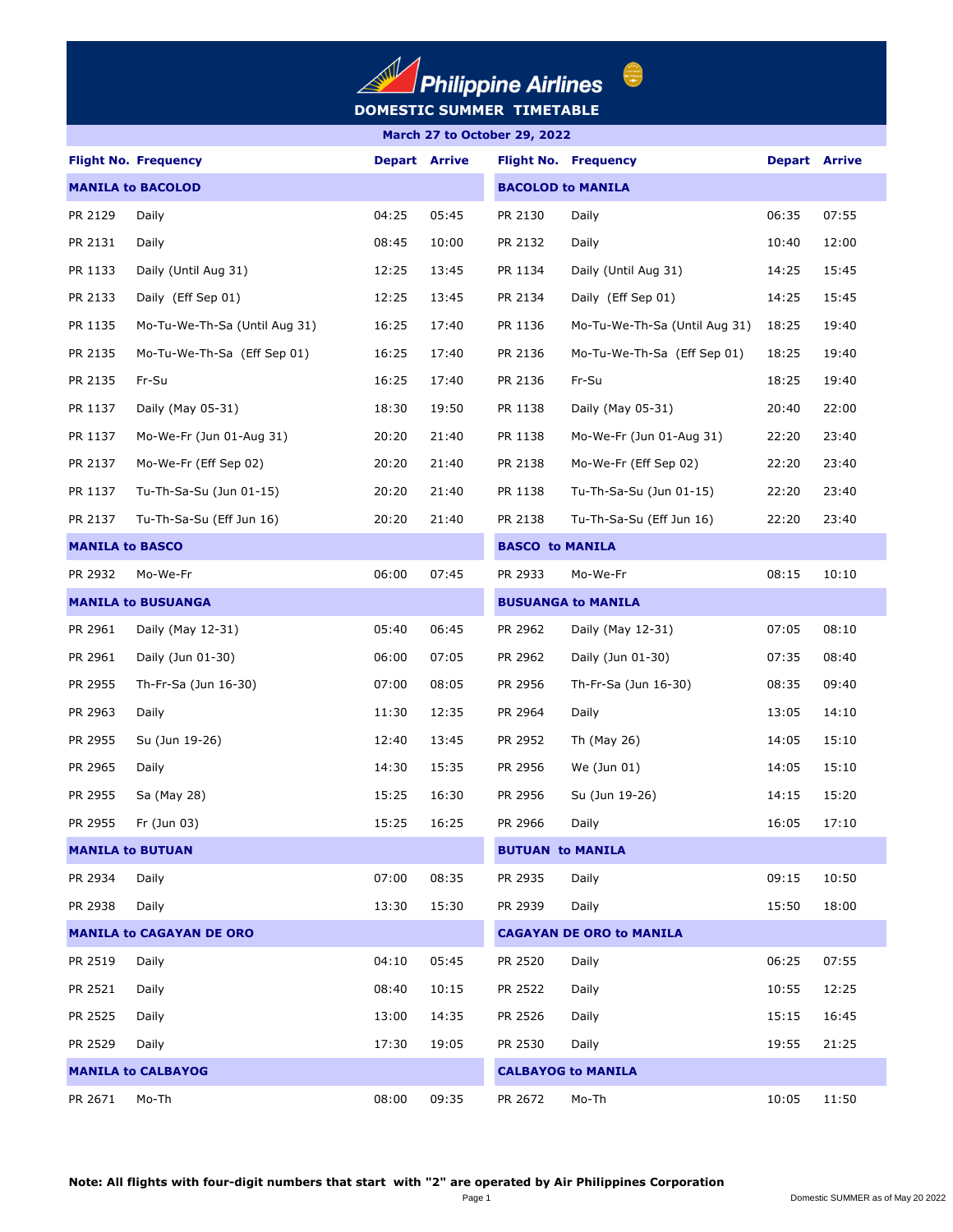# Philippine Airlines

## DOMESTIC SUMMER TIMETABLE

**March 27 to October 29, 2022**

| Flight No. | Frequency | Depart | Arrive | Flight No. | Frequency | Depart | Arrive |
|---|---|---|---|---|---|---|---|
| **MANILA to BACOLOD** | | | | **BACOLOD to MANILA** | | | |
| PR 2129 | Daily | 04:25 | 05:45 | PR 2130 | Daily | 06:35 | 07:55 |
| PR 2131 | Daily | 08:45 | 10:00 | PR 2132 | Daily | 10:40 | 12:00 |
| PR 1133 | Daily (Until Aug 31) | 12:25 | 13:45 | PR 1134 | Daily (Until Aug 31) | 14:25 | 15:45 |
| PR 2133 | Daily (Eff Sep 01) | 12:25 | 13:45 | PR 2134 | Daily (Eff Sep 01) | 14:25 | 15:45 |
| PR 1135 | Mo-Tu-We-Th-Sa (Until Aug 31) | 16:25 | 17:40 | PR 1136 | Mo-Tu-We-Th-Sa (Until Aug 31) | 18:25 | 19:40 |
| PR 2135 | Mo-Tu-We-Th-Sa (Eff Sep 01) | 16:25 | 17:40 | PR 2136 | Mo-Tu-We-Th-Sa (Eff Sep 01) | 18:25 | 19:40 |
| PR 2135 | Fr-Su | 16:25 | 17:40 | PR 2136 | Fr-Su | 18:25 | 19:40 |
| PR 1137 | Daily (May 05-31) | 18:30 | 19:50 | PR 1138 | Daily (May 05-31) | 20:40 | 22:00 |
| PR 1137 | Mo-We-Fr (Jun 01-Aug 31) | 20:20 | 21:40 | PR 1138 | Mo-We-Fr (Jun 01-Aug 31) | 22:20 | 23:40 |
| PR 2137 | Mo-We-Fr (Eff Sep 02) | 20:20 | 21:40 | PR 2138 | Mo-We-Fr (Eff Sep 02) | 22:20 | 23:40 |
| PR 1137 | Tu-Th-Sa-Su (Jun 01-15) | 20:20 | 21:40 | PR 1138 | Tu-Th-Sa-Su (Jun 01-15) | 22:20 | 23:40 |
| PR 2137 | Tu-Th-Sa-Su (Eff Jun 16) | 20:20 | 21:40 | PR 2138 | Tu-Th-Sa-Su (Eff Jun 16) | 22:20 | 23:40 |
| **MANILA to BASCO** | | | | **BASCO to MANILA** | | | |
| PR 2932 | Mo-We-Fr | 06:00 | 07:45 | PR 2933 | Mo-We-Fr | 08:15 | 10:10 |
| **MANILA to BUSUANGA** | | | | **BUSUANGA to MANILA** | | | |
| PR 2961 | Daily (May 12-31) | 05:40 | 06:45 | PR 2962 | Daily (May 12-31) | 07:05 | 08:10 |
| PR 2961 | Daily (Jun 01-30) | 06:00 | 07:05 | PR 2962 | Daily (Jun 01-30) | 07:35 | 08:40 |
| PR 2955 | Th-Fr-Sa (Jun 16-30) | 07:00 | 08:05 | PR 2956 | Th-Fr-Sa (Jun 16-30) | 08:35 | 09:40 |
| PR 2963 | Daily | 11:30 | 12:35 | PR 2964 | Daily | 13:05 | 14:10 |
| PR 2955 | Su (Jun 19-26) | 12:40 | 13:45 | PR 2952 | Th (May 26) | 14:05 | 15:10 |
| PR 2965 | Daily | 14:30 | 15:35 | PR 2956 | We (Jun 01) | 14:05 | 15:10 |
| PR 2955 | Sa (May 28) | 15:25 | 16:30 | PR 2956 | Su (Jun 19-26) | 14:15 | 15:20 |
| PR 2955 | Fr (Jun 03) | 15:25 | 16:25 | PR 2966 | Daily | 16:05 | 17:10 |
| **MANILA to BUTUAN** | | | | **BUTUAN to MANILA** | | | |
| PR 2934 | Daily | 07:00 | 08:35 | PR 2935 | Daily | 09:15 | 10:50 |
| PR 2938 | Daily | 13:30 | 15:30 | PR 2939 | Daily | 15:50 | 18:00 |
| **MANILA to CAGAYAN DE ORO** | | | | **CAGAYAN DE ORO to MANILA** | | | |
| PR 2519 | Daily | 04:10 | 05:45 | PR 2520 | Daily | 06:25 | 07:55 |
| PR 2521 | Daily | 08:40 | 10:15 | PR 2522 | Daily | 10:55 | 12:25 |
| PR 2525 | Daily | 13:00 | 14:35 | PR 2526 | Daily | 15:15 | 16:45 |
| PR 2529 | Daily | 17:30 | 19:05 | PR 2530 | Daily | 19:55 | 21:25 |
| **MANILA to CALBAYOG** | | | | **CALBAYOG to MANILA** | | | |
| PR 2671 | Mo-Th | 08:00 | 09:35 | PR 2672 | Mo-Th | 10:05 | 11:50 |

**Note: All flights with four-digit numbers that start with "2" are operated by Air Philippines Corporation**

Domestic SUMMER as of May 20 2022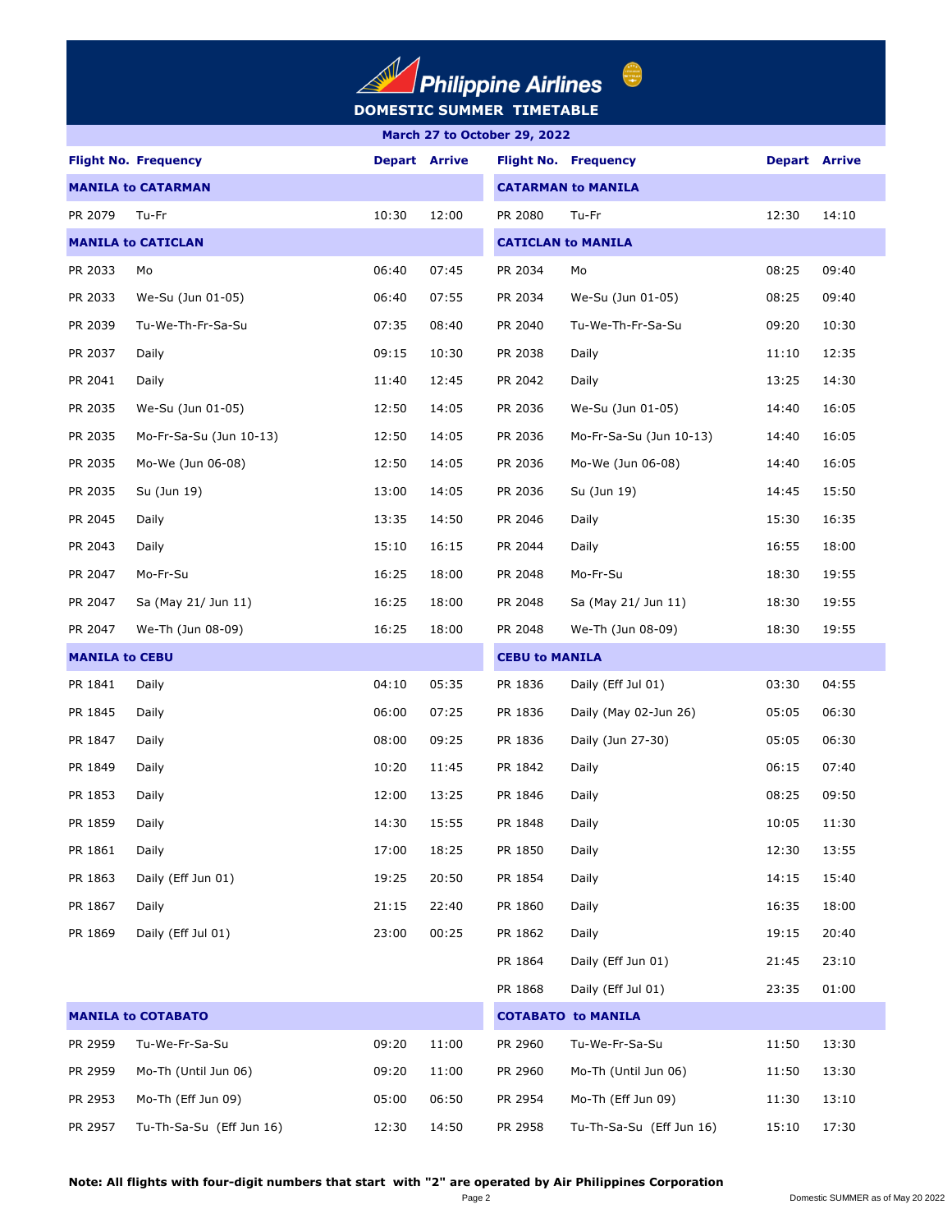# Philippine Airlines

## DOMESTIC SUMMER TIMETABLE

**March 27 to October 29, 2022**

| Flight No. | Frequency | Depart | Arrive | Flight No. | Frequency | Depart | Arrive |
|---|---|---|---|---|---|---|---|
| **MANILA to CATARMAN** | | | | **CATARMAN to MANILA** | | | |
| PR 2079 | Tu-Fr | 10:30 | 12:00 | PR 2080 | Tu-Fr | 12:30 | 14:10 |
| **MANILA to CATICLAN** | | | | **CATICLAN to MANILA** | | | |
| PR 2033 | Mo | 06:40 | 07:45 | PR 2034 | Mo | 08:25 | 09:40 |
| PR 2033 | We-Su (Jun 01-05) | 06:40 | 07:55 | PR 2034 | We-Su (Jun 01-05) | 08:25 | 09:40 |
| PR 2039 | Tu-We-Th-Fr-Sa-Su | 07:35 | 08:40 | PR 2040 | Tu-We-Th-Fr-Sa-Su | 09:20 | 10:30 |
| PR 2037 | Daily | 09:15 | 10:30 | PR 2038 | Daily | 11:10 | 12:35 |
| PR 2041 | Daily | 11:40 | 12:45 | PR 2042 | Daily | 13:25 | 14:30 |
| PR 2035 | We-Su (Jun 01-05) | 12:50 | 14:05 | PR 2036 | We-Su (Jun 01-05) | 14:40 | 16:05 |
| PR 2035 | Mo-Fr-Sa-Su (Jun 10-13) | 12:50 | 14:05 | PR 2036 | Mo-Fr-Sa-Su (Jun 10-13) | 14:40 | 16:05 |
| PR 2035 | Mo-We (Jun 06-08) | 12:50 | 14:05 | PR 2036 | Mo-We (Jun 06-08) | 14:40 | 16:05 |
| PR 2035 | Su (Jun 19) | 13:00 | 14:05 | PR 2036 | Su (Jun 19) | 14:45 | 15:50 |
| PR 2045 | Daily | 13:35 | 14:50 | PR 2046 | Daily | 15:30 | 16:35 |
| PR 2043 | Daily | 15:10 | 16:15 | PR 2044 | Daily | 16:55 | 18:00 |
| PR 2047 | Mo-Fr-Su | 16:25 | 18:00 | PR 2048 | Mo-Fr-Su | 18:30 | 19:55 |
| PR 2047 | Sa (May 21/ Jun 11) | 16:25 | 18:00 | PR 2048 | Sa (May 21/ Jun 11) | 18:30 | 19:55 |
| PR 2047 | We-Th (Jun 08-09) | 16:25 | 18:00 | PR 2048 | We-Th (Jun 08-09) | 18:30 | 19:55 |
| **MANILA to CEBU** | | | | **CEBU to MANILA** | | | |
| PR 1841 | Daily | 04:10 | 05:35 | PR 1836 | Daily (Eff Jul 01) | 03:30 | 04:55 |
| PR 1845 | Daily | 06:00 | 07:25 | PR 1836 | Daily (May 02-Jun 26) | 05:05 | 06:30 |
| PR 1847 | Daily | 08:00 | 09:25 | PR 1836 | Daily (Jun 27-30) | 05:05 | 06:30 |
| PR 1849 | Daily | 10:20 | 11:45 | PR 1842 | Daily | 06:15 | 07:40 |
| PR 1853 | Daily | 12:00 | 13:25 | PR 1846 | Daily | 08:25 | 09:50 |
| PR 1859 | Daily | 14:30 | 15:55 | PR 1848 | Daily | 10:05 | 11:30 |
| PR 1861 | Daily | 17:00 | 18:25 | PR 1850 | Daily | 12:30 | 13:55 |
| PR 1863 | Daily (Eff Jun 01) | 19:25 | 20:50 | PR 1854 | Daily | 14:15 | 15:40 |
| PR 1867 | Daily | 21:15 | 22:40 | PR 1860 | Daily | 16:35 | 18:00 |
| PR 1869 | Daily (Eff Jul 01) | 23:00 | 00:25 | PR 1862 | Daily | 19:15 | 20:40 |
| | | | | PR 1864 | Daily (Eff Jun 01) | 21:45 | 23:10 |
| | | | | PR 1868 | Daily (Eff Jul 01) | 23:35 | 01:00 |
| **MANILA to COTABATO** | | | | **COTABATO to MANILA** | | | |
| PR 2959 | Tu-We-Fr-Sa-Su | 09:20 | 11:00 | PR 2960 | Tu-We-Fr-Sa-Su | 11:50 | 13:30 |
| PR 2959 | Mo-Th (Until Jun 06) | 09:20 | 11:00 | PR 2960 | Mo-Th (Until Jun 06) | 11:50 | 13:30 |
| PR 2953 | Mo-Th (Eff Jun 09) | 05:00 | 06:50 | PR 2954 | Mo-Th (Eff Jun 09) | 11:30 | 13:10 |
| PR 2957 | Tu-Th-Sa-Su (Eff Jun 16) | 12:30 | 14:50 | PR 2958 | Tu-Th-Sa-Su (Eff Jun 16) | 15:10 | 17:30 |

**Note: All flights with four-digit numbers that start with "2" are operated by Air Philippines Corporation**

Domestic SUMMER as of May 20 2022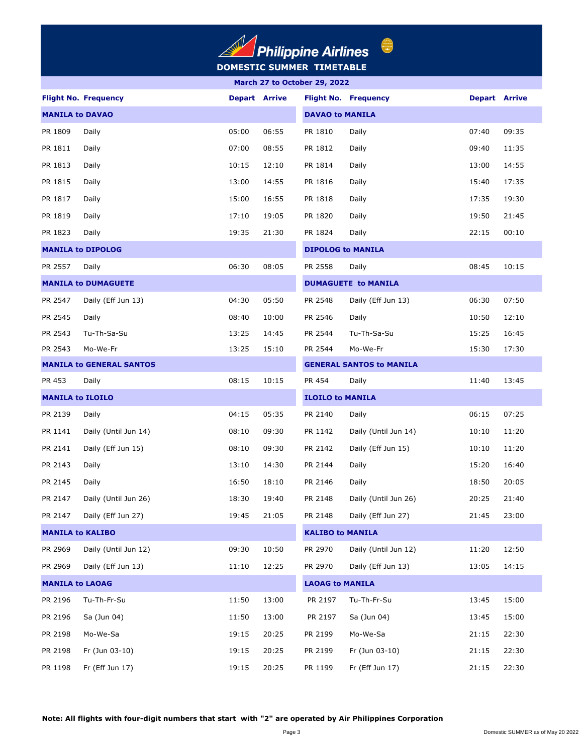# Philippine Airlines

## DOMESTIC SUMMER TIMETABLE

**March 27 to October 29, 2022**

| Flight No. | Frequency | Depart | Arrive | Flight No. | Frequency | Depart | Arrive |
|---|---|---|---|---|---|---|---|
| **MANILA to DAVAO** | | | | **DAVAO to MANILA** | | | |
| PR 1809 | Daily | 05:00 | 06:55 | PR 1810 | Daily | 07:40 | 09:35 |
| PR 1811 | Daily | 07:00 | 08:55 | PR 1812 | Daily | 09:40 | 11:35 |
| PR 1813 | Daily | 10:15 | 12:10 | PR 1814 | Daily | 13:00 | 14:55 |
| PR 1815 | Daily | 13:00 | 14:55 | PR 1816 | Daily | 15:40 | 17:35 |
| PR 1817 | Daily | 15:00 | 16:55 | PR 1818 | Daily | 17:35 | 19:30 |
| PR 1819 | Daily | 17:10 | 19:05 | PR 1820 | Daily | 19:50 | 21:45 |
| PR 1823 | Daily | 19:35 | 21:30 | PR 1824 | Daily | 22:15 | 00:10 |
| **MANILA to DIPOLOG** | | | | **DIPOLOG to MANILA** | | | |
| PR 2557 | Daily | 06:30 | 08:05 | PR 2558 | Daily | 08:45 | 10:15 |
| **MANILA to DUMAGUETE** | | | | **DUMAGUETE to MANILA** | | | |
| PR 2547 | Daily (Eff Jun 13) | 04:30 | 05:50 | PR 2548 | Daily (Eff Jun 13) | 06:30 | 07:50 |
| PR 2545 | Daily | 08:40 | 10:00 | PR 2546 | Daily | 10:50 | 12:10 |
| PR 2543 | Tu-Th-Sa-Su | 13:25 | 14:45 | PR 2544 | Tu-Th-Sa-Su | 15:25 | 16:45 |
| PR 2543 | Mo-We-Fr | 13:25 | 15:10 | PR 2544 | Mo-We-Fr | 15:30 | 17:30 |
| **MANILA to GENERAL SANTOS** | | | | **GENERAL SANTOS to MANILA** | | | |
| PR 453 | Daily | 08:15 | 10:15 | PR 454 | Daily | 11:40 | 13:45 |
| **MANILA to ILOILO** | | | | **ILOILO to MANILA** | | | |
| PR 2139 | Daily | 04:15 | 05:35 | PR 2140 | Daily | 06:15 | 07:25 |
| PR 1141 | Daily (Until Jun 14) | 08:10 | 09:30 | PR 1142 | Daily (Until Jun 14) | 10:10 | 11:20 |
| PR 2141 | Daily (Eff Jun 15) | 08:10 | 09:30 | PR 2142 | Daily (Eff Jun 15) | 10:10 | 11:20 |
| PR 2143 | Daily | 13:10 | 14:30 | PR 2144 | Daily | 15:20 | 16:40 |
| PR 2145 | Daily | 16:50 | 18:10 | PR 2146 | Daily | 18:50 | 20:05 |
| PR 2147 | Daily (Until Jun 26) | 18:30 | 19:40 | PR 2148 | Daily (Until Jun 26) | 20:25 | 21:40 |
| PR 2147 | Daily (Eff Jun 27) | 19:45 | 21:05 | PR 2148 | Daily (Eff Jun 27) | 21:45 | 23:00 |
| **MANILA to KALIBO** | | | | **KALIBO to MANILA** | | | |
| PR 2969 | Daily (Until Jun 12) | 09:30 | 10:50 | PR 2970 | Daily (Until Jun 12) | 11:20 | 12:50 |
| PR 2969 | Daily (Eff Jun 13) | 11:10 | 12:25 | PR 2970 | Daily (Eff Jun 13) | 13:05 | 14:15 |
| **MANILA to LAOAG** | | | | **LAOAG to MANILA** | | | |
| PR 2196 | Tu-Th-Fr-Su | 11:50 | 13:00 | PR 2197 | Tu-Th-Fr-Su | 13:45 | 15:00 |
| PR 2196 | Sa (Jun 04) | 11:50 | 13:00 | PR 2197 | Sa (Jun 04) | 13:45 | 15:00 |
| PR 2198 | Mo-We-Sa | 19:15 | 20:25 | PR 2199 | Mo-We-Sa | 21:15 | 22:30 |
| PR 2198 | Fr (Jun 03-10) | 19:15 | 20:25 | PR 2199 | Fr (Jun 03-10) | 21:15 | 22:30 |
| PR 1198 | Fr (Eff Jun 17) | 19:15 | 20:25 | PR 1199 | Fr (Eff Jun 17) | 21:15 | 22:30 |

**Note: All flights with four-digit numbers that start with "2" are operated by Air Philippines Corporation**

Domestic SUMMER as of May 20 2022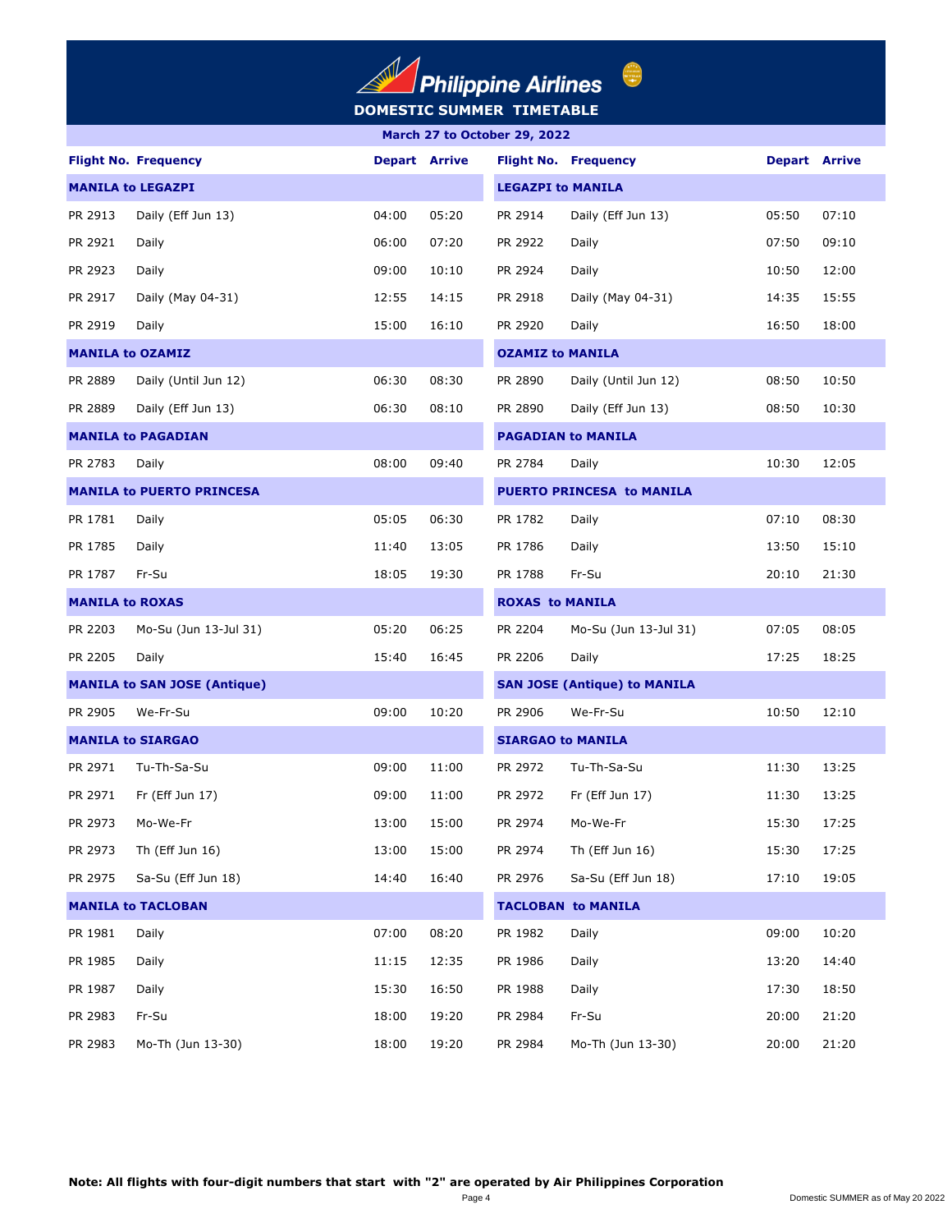# Philippine Airlines

## DOMESTIC SUMMER TIMETABLE

**March 27 to October 29, 2022**

| Flight No. | Frequency | Depart | Arrive | Flight No. | Frequency | Depart | Arrive |
|---|---|---|---|---|---|---|---|
| **MANILA to LEGAZPI** | | | | **LEGAZPI to MANILA** | | | |
| PR 2913 | Daily (Eff Jun 13) | 04:00 | 05:20 | PR 2914 | Daily (Eff Jun 13) | 05:50 | 07:10 |
| PR 2921 | Daily | 06:00 | 07:20 | PR 2922 | Daily | 07:50 | 09:10 |
| PR 2923 | Daily | 09:00 | 10:10 | PR 2924 | Daily | 10:50 | 12:00 |
| PR 2917 | Daily (May 04-31) | 12:55 | 14:15 | PR 2918 | Daily (May 04-31) | 14:35 | 15:55 |
| PR 2919 | Daily | 15:00 | 16:10 | PR 2920 | Daily | 16:50 | 18:00 |
| **MANILA to OZAMIZ** | | | | **OZAMIZ to MANILA** | | | |
| PR 2889 | Daily (Until Jun 12) | 06:30 | 08:30 | PR 2890 | Daily (Until Jun 12) | 08:50 | 10:50 |
| PR 2889 | Daily (Eff Jun 13) | 06:30 | 08:10 | PR 2890 | Daily (Eff Jun 13) | 08:50 | 10:30 |
| **MANILA to PAGADIAN** | | | | **PAGADIAN to MANILA** | | | |
| PR 2783 | Daily | 08:00 | 09:40 | PR 2784 | Daily | 10:30 | 12:05 |
| **MANILA to PUERTO PRINCESA** | | | | **PUERTO PRINCESA to MANILA** | | | |
| PR 1781 | Daily | 05:05 | 06:30 | PR 1782 | Daily | 07:10 | 08:30 |
| PR 1785 | Daily | 11:40 | 13:05 | PR 1786 | Daily | 13:50 | 15:10 |
| PR 1787 | Fr-Su | 18:05 | 19:30 | PR 1788 | Fr-Su | 20:10 | 21:30 |
| **MANILA to ROXAS** | | | | **ROXAS to MANILA** | | | |
| PR 2203 | Mo-Su (Jun 13-Jul 31) | 05:20 | 06:25 | PR 2204 | Mo-Su (Jun 13-Jul 31) | 07:05 | 08:05 |
| PR 2205 | Daily | 15:40 | 16:45 | PR 2206 | Daily | 17:25 | 18:25 |
| **MANILA to SAN JOSE (Antique)** | | | | **SAN JOSE (Antique) to MANILA** | | | |
| PR 2905 | We-Fr-Su | 09:00 | 10:20 | PR 2906 | We-Fr-Su | 10:50 | 12:10 |
| **MANILA to SIARGAO** | | | | **SIARGAO to MANILA** | | | |
| PR 2971 | Tu-Th-Sa-Su | 09:00 | 11:00 | PR 2972 | Tu-Th-Sa-Su | 11:30 | 13:25 |
| PR 2971 | Fr (Eff Jun 17) | 09:00 | 11:00 | PR 2972 | Fr (Eff Jun 17) | 11:30 | 13:25 |
| PR 2973 | Mo-We-Fr | 13:00 | 15:00 | PR 2974 | Mo-We-Fr | 15:30 | 17:25 |
| PR 2973 | Th (Eff Jun 16) | 13:00 | 15:00 | PR 2974 | Th (Eff Jun 16) | 15:30 | 17:25 |
| PR 2975 | Sa-Su (Eff Jun 18) | 14:40 | 16:40 | PR 2976 | Sa-Su (Eff Jun 18) | 17:10 | 19:05 |
| **MANILA to TACLOBAN** | | | | **TACLOBAN to MANILA** | | | |
| PR 1981 | Daily | 07:00 | 08:20 | PR 1982 | Daily | 09:00 | 10:20 |
| PR 1985 | Daily | 11:15 | 12:35 | PR 1986 | Daily | 13:20 | 14:40 |
| PR 1987 | Daily | 15:30 | 16:50 | PR 1988 | Daily | 17:30 | 18:50 |
| PR 2983 | Fr-Su | 18:00 | 19:20 | PR 2984 | Fr-Su | 20:00 | 21:20 |
| PR 2983 | Mo-Th (Jun 13-30) | 18:00 | 19:20 | PR 2984 | Mo-Th (Jun 13-30) | 20:00 | 21:20 |

**Note: All flights with four-digit numbers that start with "2" are operated by Air Philippines Corporation**

Domestic SUMMER as of May 20 2022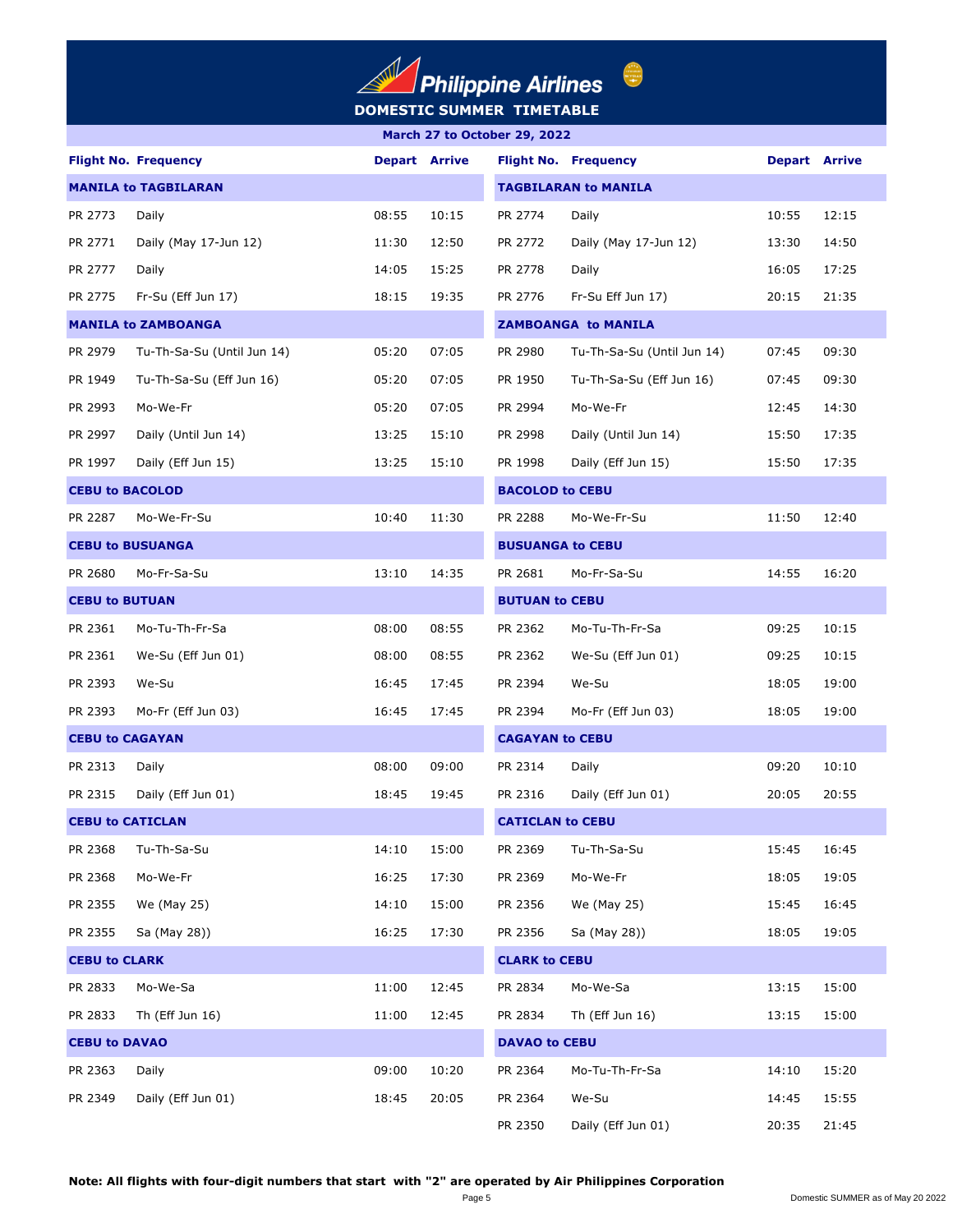# Philippine Airlines

## DOMESTIC SUMMER TIMETABLE

**March 27 to October 29, 2022**

| Flight No. | Frequency | Depart | Arrive | Flight No. | Frequency | Depart | Arrive |
|---|---|---|---|---|---|---|---|
| **MANILA to TAGBILARAN** | | | | **TAGBILARAN to MANILA** | | | |
| PR 2773 | Daily | 08:55 | 10:15 | PR 2774 | Daily | 10:55 | 12:15 |
| PR 2771 | Daily (May 17-Jun 12) | 11:30 | 12:50 | PR 2772 | Daily (May 17-Jun 12) | 13:30 | 14:50 |
| PR 2777 | Daily | 14:05 | 15:25 | PR 2778 | Daily | 16:05 | 17:25 |
| PR 2775 | Fr-Su (Eff Jun 17) | 18:15 | 19:35 | PR 2776 | Fr-Su Eff Jun 17) | 20:15 | 21:35 |
| **MANILA to ZAMBOANGA** | | | | **ZAMBOANGA to MANILA** | | | |
| PR 2979 | Tu-Th-Sa-Su (Until Jun 14) | 05:20 | 07:05 | PR 2980 | Tu-Th-Sa-Su (Until Jun 14) | 07:45 | 09:30 |
| PR 1949 | Tu-Th-Sa-Su (Eff Jun 16) | 05:20 | 07:05 | PR 1950 | Tu-Th-Sa-Su (Eff Jun 16) | 07:45 | 09:30 |
| PR 2993 | Mo-We-Fr | 05:20 | 07:05 | PR 2994 | Mo-We-Fr | 12:45 | 14:30 |
| PR 2997 | Daily (Until Jun 14) | 13:25 | 15:10 | PR 2998 | Daily (Until Jun 14) | 15:50 | 17:35 |
| PR 1997 | Daily (Eff Jun 15) | 13:25 | 15:10 | PR 1998 | Daily (Eff Jun 15) | 15:50 | 17:35 |
| **CEBU to BACOLOD** | | | | **BACOLOD to CEBU** | | | |
| PR 2287 | Mo-We-Fr-Su | 10:40 | 11:30 | PR 2288 | Mo-We-Fr-Su | 11:50 | 12:40 |
| **CEBU to BUSUANGA** | | | | **BUSUANGA to CEBU** | | | |
| PR 2680 | Mo-Fr-Sa-Su | 13:10 | 14:35 | PR 2681 | Mo-Fr-Sa-Su | 14:55 | 16:20 |
| **CEBU to BUTUAN** | | | | **BUTUAN to CEBU** | | | |
| PR 2361 | Mo-Tu-Th-Fr-Sa | 08:00 | 08:55 | PR 2362 | Mo-Tu-Th-Fr-Sa | 09:25 | 10:15 |
| PR 2361 | We-Su (Eff Jun 01) | 08:00 | 08:55 | PR 2362 | We-Su (Eff Jun 01) | 09:25 | 10:15 |
| PR 2393 | We-Su | 16:45 | 17:45 | PR 2394 | We-Su | 18:05 | 19:00 |
| PR 2393 | Mo-Fr (Eff Jun 03) | 16:45 | 17:45 | PR 2394 | Mo-Fr (Eff Jun 03) | 18:05 | 19:00 |
| **CEBU to CAGAYAN** | | | | **CAGAYAN to CEBU** | | | |
| PR 2313 | Daily | 08:00 | 09:00 | PR 2314 | Daily | 09:20 | 10:10 |
| PR 2315 | Daily (Eff Jun 01) | 18:45 | 19:45 | PR 2316 | Daily (Eff Jun 01) | 20:05 | 20:55 |
| **CEBU to CATICLAN** | | | | **CATICLAN to CEBU** | | | |
| PR 2368 | Tu-Th-Sa-Su | 14:10 | 15:00 | PR 2369 | Tu-Th-Sa-Su | 15:45 | 16:45 |
| PR 2368 | Mo-We-Fr | 16:25 | 17:30 | PR 2369 | Mo-We-Fr | 18:05 | 19:05 |
| PR 2355 | We (May 25) | 14:10 | 15:00 | PR 2356 | We (May 25) | 15:45 | 16:45 |
| PR 2355 | Sa (May 28)) | 16:25 | 17:30 | PR 2356 | Sa (May 28)) | 18:05 | 19:05 |
| **CEBU to CLARK** | | | | **CLARK to CEBU** | | | |
| PR 2833 | Mo-We-Sa | 11:00 | 12:45 | PR 2834 | Mo-We-Sa | 13:15 | 15:00 |
| PR 2833 | Th (Eff Jun 16) | 11:00 | 12:45 | PR 2834 | Th (Eff Jun 16) | 13:15 | 15:00 |
| **CEBU to DAVAO** | | | | **DAVAO to CEBU** | | | |
| PR 2363 | Daily | 09:00 | 10:20 | PR 2364 | Mo-Tu-Th-Fr-Sa | 14:10 | 15:20 |
| PR 2349 | Daily (Eff Jun 01) | 18:45 | 20:05 | PR 2364 | We-Su | 14:45 | 15:55 |
| | | | | PR 2350 | Daily (Eff Jun 01) | 20:35 | 21:45 |

**Note: All flights with four-digit numbers that start with "2" are operated by Air Philippines Corporation**

Domestic SUMMER as of May 20 2022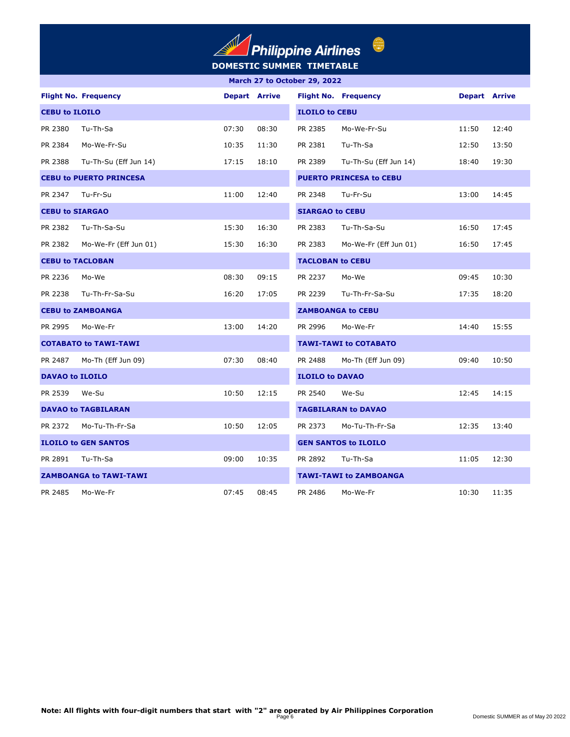# Philippine Airlines

## DOMESTIC SUMMER TIMETABLE

**March 27 to October 29, 2022**

| Flight No. | Frequency | Depart | Arrive | Flight No. | Frequency | Depart | Arrive |
|---|---|---|---|---|---|---|---|
| **CEBU to ILOILO** | | | | **ILOILO to CEBU** | | | |
| PR 2380 | Tu-Th-Sa | 07:30 | 08:30 | PR 2385 | Mo-We-Fr-Su | 11:50 | 12:40 |
| PR 2384 | Mo-We-Fr-Su | 10:35 | 11:30 | PR 2381 | Tu-Th-Sa | 12:50 | 13:50 |
| PR 2388 | Tu-Th-Su (Eff Jun 14) | 17:15 | 18:10 | PR 2389 | Tu-Th-Su (Eff Jun 14) | 18:40 | 19:30 |
| **CEBU to PUERTO PRINCESA** | | | | **PUERTO PRINCESA to CEBU** | | | |
| PR 2347 | Tu-Fr-Su | 11:00 | 12:40 | PR 2348 | Tu-Fr-Su | 13:00 | 14:45 |
| **CEBU to SIARGAO** | | | | **SIARGAO to CEBU** | | | |
| PR 2382 | Tu-Th-Sa-Su | 15:30 | 16:30 | PR 2383 | Tu-Th-Sa-Su | 16:50 | 17:45 |
| PR 2382 | Mo-We-Fr (Eff Jun 01) | 15:30 | 16:30 | PR 2383 | Mo-We-Fr (Eff Jun 01) | 16:50 | 17:45 |
| **CEBU to TACLOBAN** | | | | **TACLOBAN to CEBU** | | | |
| PR 2236 | Mo-We | 08:30 | 09:15 | PR 2237 | Mo-We | 09:45 | 10:30 |
| PR 2238 | Tu-Th-Fr-Sa-Su | 16:20 | 17:05 | PR 2239 | Tu-Th-Fr-Sa-Su | 17:35 | 18:20 |
| **CEBU to ZAMBOANGA** | | | | **ZAMBOANGA to CEBU** | | | |
| PR 2995 | Mo-We-Fr | 13:00 | 14:20 | PR 2996 | Mo-We-Fr | 14:40 | 15:55 |
| **COTABATO to TAWI-TAWI** | | | | **TAWI-TAWI to COTABATO** | | | |
| PR 2487 | Mo-Th (Eff Jun 09) | 07:30 | 08:40 | PR 2488 | Mo-Th (Eff Jun 09) | 09:40 | 10:50 |
| **DAVAO to ILOILO** | | | | **ILOILO to DAVAO** | | | |
| PR 2539 | We-Su | 10:50 | 12:15 | PR 2540 | We-Su | 12:45 | 14:15 |
| **DAVAO to TAGBILARAN** | | | | **TAGBILARAN to DAVAO** | | | |
| PR 2372 | Mo-Tu-Th-Fr-Sa | 10:50 | 12:05 | PR 2373 | Mo-Tu-Th-Fr-Sa | 12:35 | 13:40 |
| **ILOILO to GEN SANTOS** | | | | **GEN SANTOS to ILOILO** | | | |
| PR 2891 | Tu-Th-Sa | 09:00 | 10:35 | PR 2892 | Tu-Th-Sa | 11:05 | 12:30 |
| **ZAMBOANGA to TAWI-TAWI** | | | | **TAWI-TAWI to ZAMBOANGA** | | | |
| PR 2485 | Mo-We-Fr | 07:45 | 08:45 | PR 2486 | Mo-We-Fr | 10:30 | 11:35 |

**Note: All flights with four-digit numbers that start with "2" are operated by Air Philippines Corporation**

Domestic SUMMER as of May 20 2022